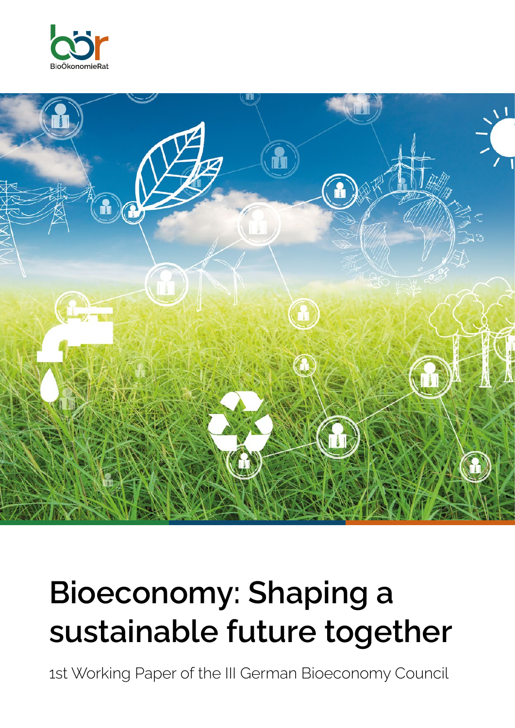BioÖkonomieRat

# Bioeconomy: Shaping a sustainable future together

1st Working Paper of the III German Bioeconomy Council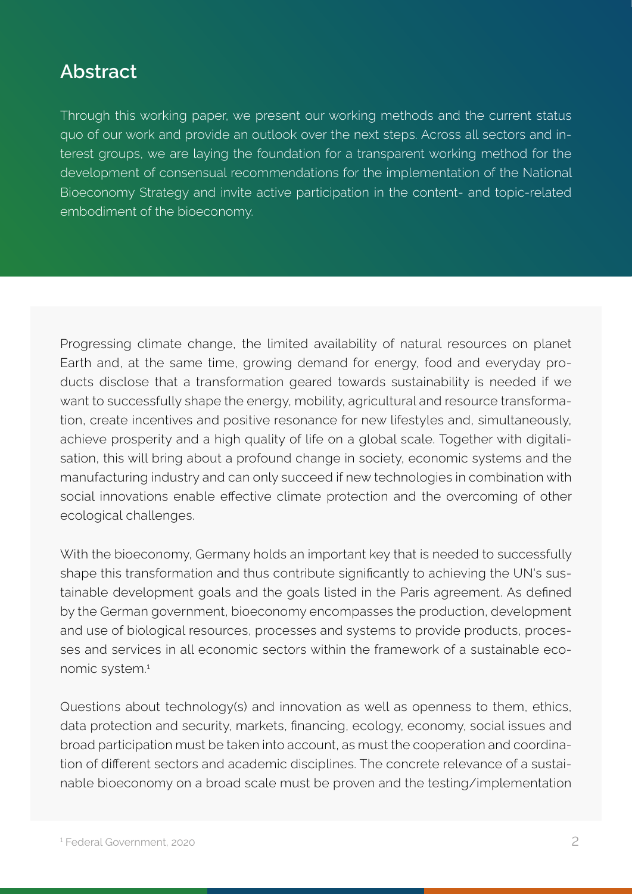## Abstract

Through this working paper, we present our working methods and the current status quo of our work and provide an outlook over the next steps. Across all sectors and interest groups, we are laying the foundation for a transparent working method for the development of consensual recommendations for the implementation of the National Bioeconomy Strategy and invite active participation in the content- and topic-related embodiment of the bioeconomy.

Progressing climate change, the limited availability of natural resources on planet Earth and, at the same time, growing demand for energy, food and everyday products disclose that a transformation geared towards sustainability is needed if we want to successfully shape the energy, mobility, agricultural and resource transformation, create incentives and positive resonance for new lifestyles and, simultaneously, achieve prosperity and a high quality of life on a global scale. Together with digitalisation, this will bring about a profound change in society, economic systems and the manufacturing industry and can only succeed if new technologies in combination with social innovations enable effective climate protection and the overcoming of other ecological challenges.

With the bioeconomy, Germany holds an important key that is needed to successfully shape this transformation and thus contribute significantly to achieving the UN's sustainable development goals and the goals listed in the Paris agreement. As defined by the German government, bioeconomy encompasses the production, development and use of biological resources, processes and systems to provide products, processes and services in all economic sectors within the framework of a sustainable economic system.[1]

Questions about technology(s) and innovation as well as openness to them, ethics, data protection and security, markets, financing, ecology, economy, social issues and broad participation must be taken into account, as must the cooperation and coordination of different sectors and academic disciplines. The concrete relevance of a sustainable bioeconomy on a broad scale must be proven and the testing/implementation

[1] Federal Government, 2020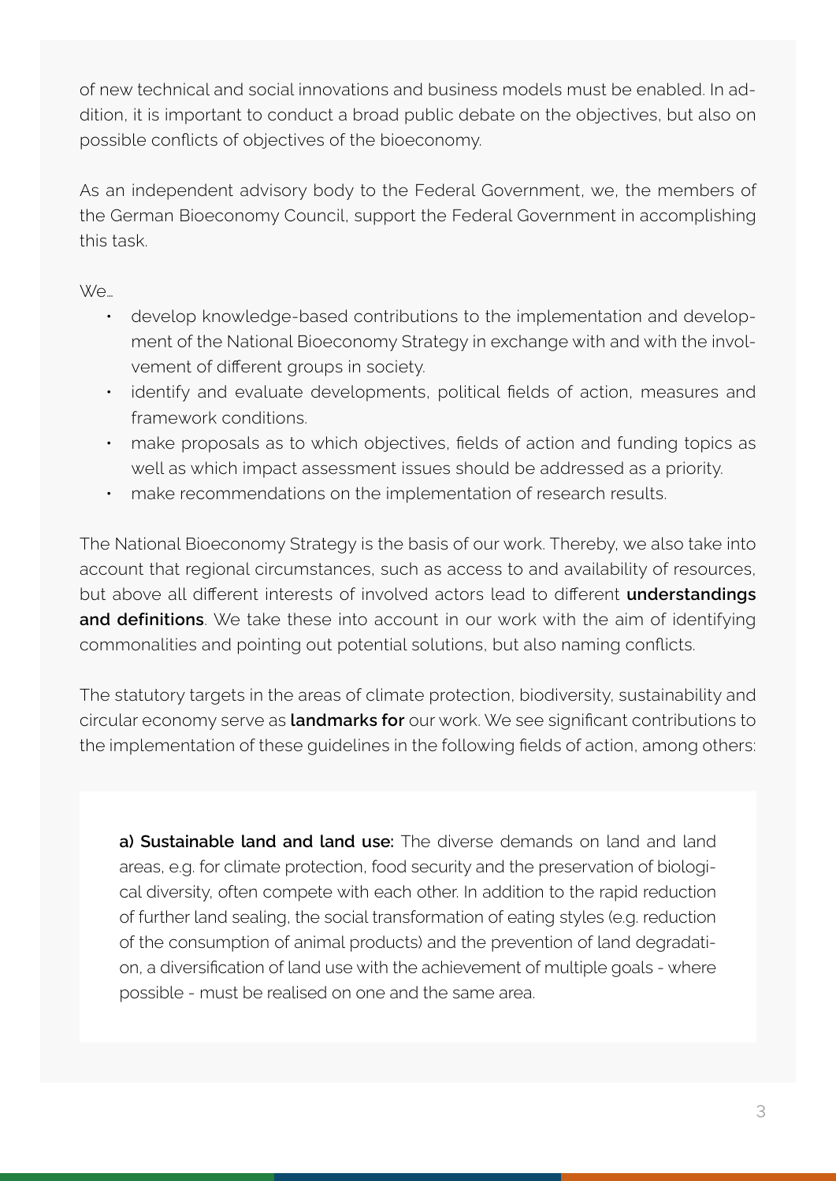of new technical and social innovations and business models must be enabled. In addition, it is important to conduct a broad public debate on the objectives, but also on possible conflicts of objectives of the bioeconomy.

As an independent advisory body to the Federal Government, we, the members of the German Bioeconomy Council, support the Federal Government in accomplishing this task.

We…

- develop knowledge-based contributions to the implementation and development of the National Bioeconomy Strategy in exchange with and with the involvement of different groups in society.
- identify and evaluate developments, political fields of action, measures and framework conditions.
- make proposals as to which objectives, fields of action and funding topics as well as which impact assessment issues should be addressed as a priority.
- make recommendations on the implementation of research results.

The National Bioeconomy Strategy is the basis of our work. Thereby, we also take into account that regional circumstances, such as access to and availability of resources, but above all different interests of involved actors lead to different **understandings and definitions**. We take these into account in our work with the aim of identifying commonalities and pointing out potential solutions, but also naming conflicts.

The statutory targets in the areas of climate protection, biodiversity, sustainability and circular economy serve as **landmarks for** our work. We see significant contributions to the implementation of these guidelines in the following fields of action, among others:

**a) Sustainable land and land use:** The diverse demands on land and land areas, e.g. for climate protection, food security and the preservation of biological diversity, often compete with each other. In addition to the rapid reduction of further land sealing, the social transformation of eating styles (e.g. reduction of the consumption of animal products) and the prevention of land degradation, a diversification of land use with the achievement of multiple goals - where possible - must be realised on one and the same area.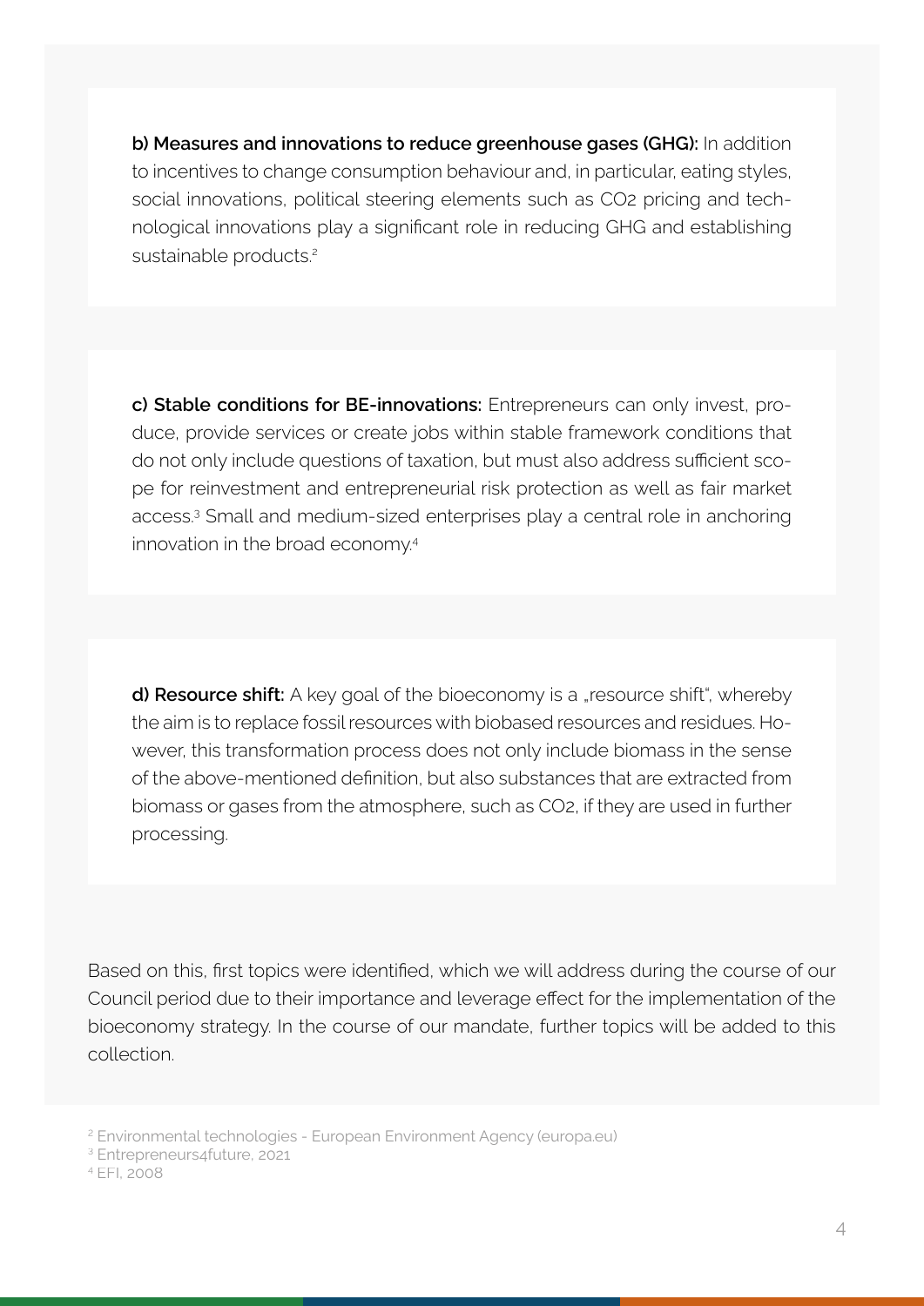**b) Measures and innovations to reduce greenhouse gases (GHG):** In addition to incentives to change consumption behaviour and, in particular, eating styles, social innovations, political steering elements such as $CO_2$ pricing and technological innovations play a significant role in reducing GHG and establishing sustainable products.[2]

**c) Stable conditions for BE-innovations:** Entrepreneurs can only invest, produce, provide services or create jobs within stable framework conditions that do not only include questions of taxation, but must also address sufficient scope for reinvestment and entrepreneurial risk protection as well as fair market access.[3] Small and medium-sized enterprises play a central role in anchoring innovation in the broad economy.[4]

**d) Resource shift:** A key goal of the bioeconomy is a „resource shift", whereby the aim is to replace fossil resources with biobased resources and residues. However, this transformation process does not only include biomass in the sense of the above-mentioned definition, but also substances that are extracted from biomass or gases from the atmosphere, such as $CO_2$, if they are used in further processing.

Based on this, first topics were identified, which we will address during the course of our Council period due to their importance and leverage effect for the implementation of the bioeconomy strategy. In the course of our mandate, further topics will be added to this collection.

[2] Environmental technologies - European Environment Agency (europa.eu)

[3] Entrepreneurs4future, 2021

[4] EFI, 2008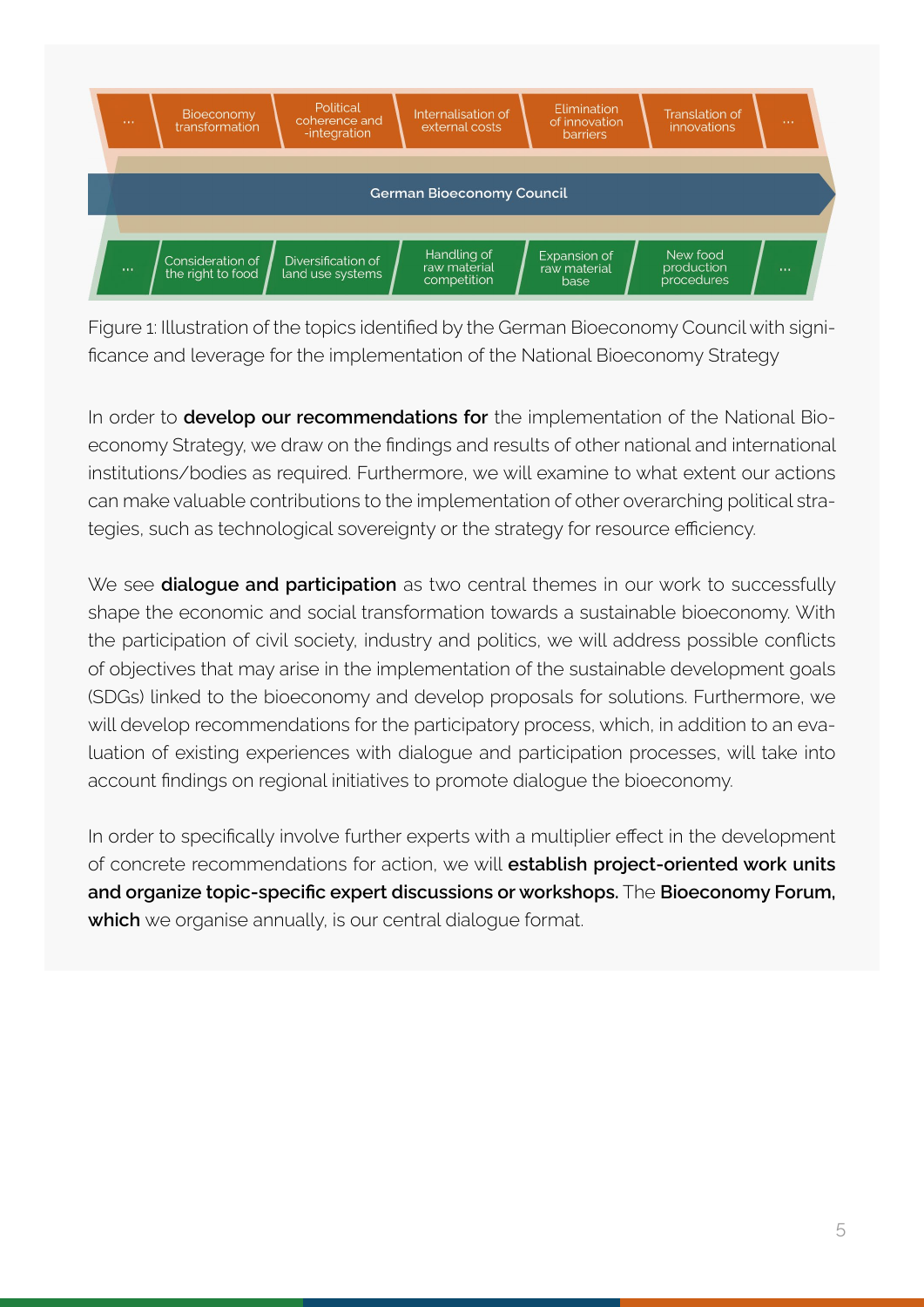… | Bioeconomy transformation | Political coherence and -integration | Internalisation of external costs | Elimination of innovation barriers | Translation of innovations | …

**German Bioeconomy Council**

… | Consideration of the right to food | Diversification of land use systems | Handling of raw material competition | Expansion of raw material base | New food production procedures | …

Figure 1: Illustration of the topics identified by the German Bioeconomy Council with significance and leverage for the implementation of the National Bioeconomy Strategy

In order to **develop our recommendations for** the implementation of the National Bioeconomy Strategy, we draw on the findings and results of other national and international institutions/bodies as required. Furthermore, we will examine to what extent our actions can make valuable contributions to the implementation of other overarching political strategies, such as technological sovereignty or the strategy for resource efficiency.

We see **dialogue and participation** as two central themes in our work to successfully shape the economic and social transformation towards a sustainable bioeconomy. With the participation of civil society, industry and politics, we will address possible conflicts of objectives that may arise in the implementation of the sustainable development goals (SDGs) linked to the bioeconomy and develop proposals for solutions. Furthermore, we will develop recommendations for the participatory process, which, in addition to an evaluation of existing experiences with dialogue and participation processes, will take into account findings on regional initiatives to promote dialogue the bioeconomy.

In order to specifically involve further experts with a multiplier effect in the development of concrete recommendations for action, we will **establish project-oriented work units and organize topic-specific expert discussions or workshops.** The **Bioeconomy Forum, which** we organise annually, is our central dialogue format.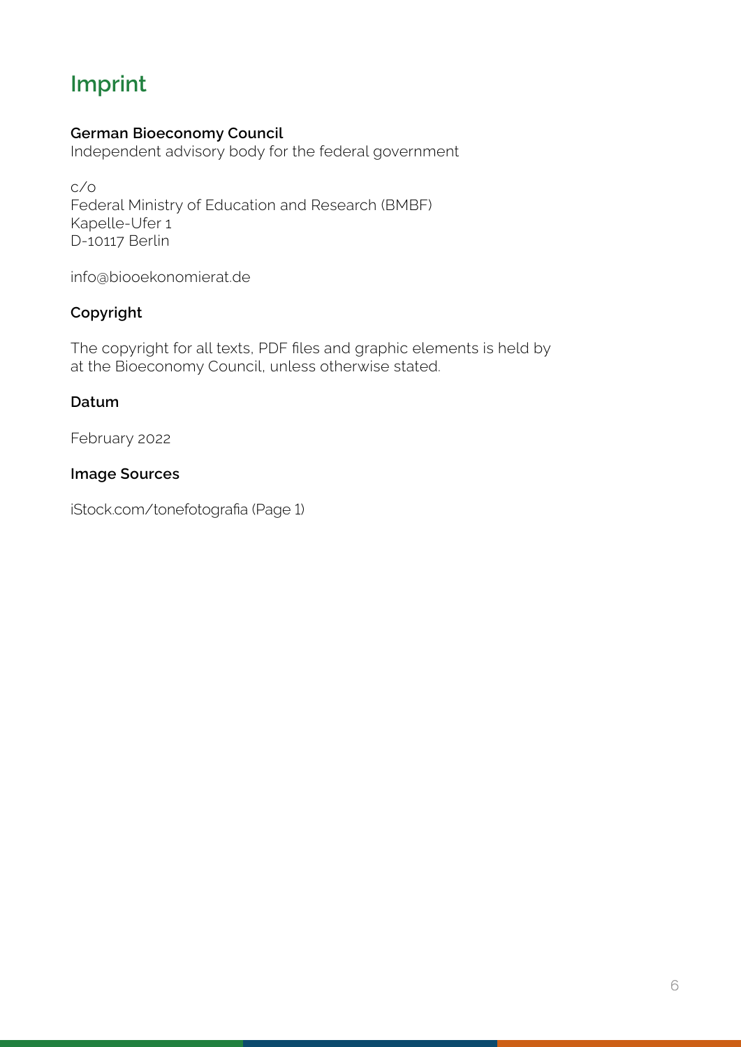# Imprint

**German Bioeconomy Council**
Independent advisory body for the federal government

c/o
Federal Ministry of Education and Research (BMBF)
Kapelle-Ufer 1
D-10117 Berlin

info@biooekonomierat.de

**Copyright**

The copyright for all texts, PDF files and graphic elements is held by at the Bioeconomy Council, unless otherwise stated.

**Datum**

February 2022

**Image Sources**

iStock.com/tonefotografia (Page 1)